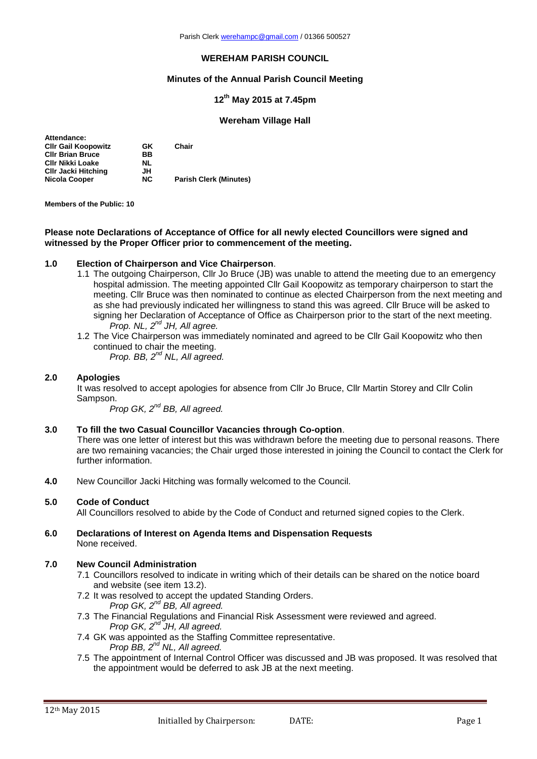Parish Clerk werehampc@gmail.com / 01366 500527

# WEREHAM PARISH COUNCIL

## Minutes of the Annual Parish Council Meeting

## 12th May 2015 at 7.45pm

## Wereham Village Hall

| | | |
|---|---|---|
| **Attendance:** | | |
| **Cllr Gail Koopowitz** | **GK** | **Chair** |
| **Cllr Brian Bruce** | **BB** | |
| **Cllr Nikki Loake** | **NL** | |
| **Cllr Jacki Hitching** | **JH** | |
| **Nicola Cooper** | **NC** | **Parish Clerk (Minutes)** |

**Members of the Public: 10**

**Please note Declarations of Acceptance of Office for all newly elected Councillors were signed and witnessed by the Proper Officer prior to commencement of the meeting.**

### 1.0 Election of Chairperson and Vice Chairperson.

1.1 The outgoing Chairperson, Cllr Jo Bruce (JB) was unable to attend the meeting due to an emergency hospital admission. The meeting appointed Cllr Gail Koopowitz as temporary chairperson to start the meeting. Cllr Bruce was then nominated to continue as elected Chairperson from the next meeting and as she had previously indicated her willingness to stand this was agreed. Cllr Bruce will be asked to signing her Declaration of Acceptance of Office as Chairperson prior to the start of the next meeting.
*Prop. NL, 2nd JH, All agree.*

1.2 The Vice Chairperson was immediately nominated and agreed to be Cllr Gail Koopowitz who then continued to chair the meeting.
*Prop. BB, 2nd NL, All agreed.*

### 2.0 Apologies

It was resolved to accept apologies for absence from Cllr Jo Bruce, Cllr Martin Storey and Cllr Colin Sampson.
*Prop GK, 2nd BB, All agreed.*

### 3.0 To fill the two Casual Councillor Vacancies through Co-option.

There was one letter of interest but this was withdrawn before the meeting due to personal reasons. There are two remaining vacancies; the Chair urged those interested in joining the Council to contact the Clerk for further information.

**4.0** New Councillor Jacki Hitching was formally welcomed to the Council.

### 5.0 Code of Conduct

All Councillors resolved to abide by the Code of Conduct and returned signed copies to the Clerk.

### 6.0 Declarations of Interest on Agenda Items and Dispensation Requests

None received.

### 7.0 New Council Administration

7.1 Councillors resolved to indicate in writing which of their details can be shared on the notice board and website (see item 13.2).

7.2 It was resolved to accept the updated Standing Orders.
*Prop GK, 2nd BB, All agreed.*

7.3 The Financial Regulations and Financial Risk Assessment were reviewed and agreed.
*Prop GK, 2nd JH, All agreed.*

7.4 GK was appointed as the Staffing Committee representative.
*Prop BB, 2nd NL, All agreed.*

7.5 The appointment of Internal Control Officer was discussed and JB was proposed. It was resolved that the appointment would be deferred to ask JB at the next meeting.

12th May 2015

Initialled by Chairperson: DATE: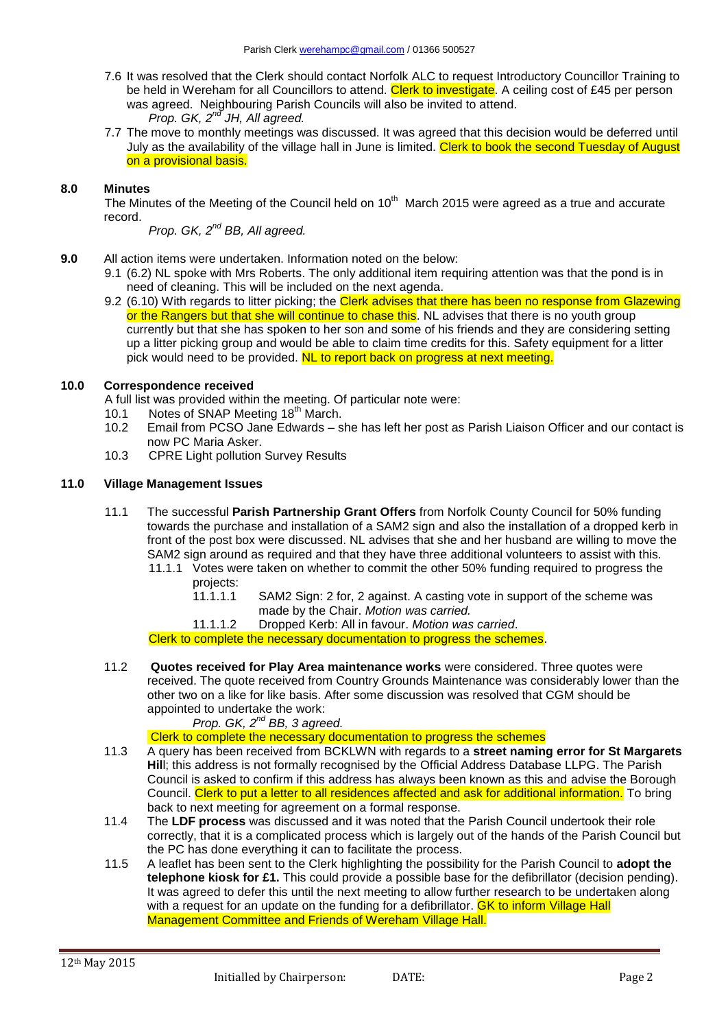7.6 It was resolved that the Clerk should contact Norfolk ALC to request Introductory Councillor Training to be held in Wereham for all Councillors to attend. Clerk to investigate. A ceiling cost of £45 per person was agreed. Neighbouring Parish Councils will also be invited to attend.
*Prop. GK, 2nd JH, All agreed.*

7.7 The move to monthly meetings was discussed. It was agreed that this decision would be deferred until July as the availability of the village hall in June is limited. Clerk to book the second Tuesday of August on a provisional basis.

**8.0 Minutes**

The Minutes of the Meeting of the Council held on 10th March 2015 were agreed as a true and accurate record.
*Prop. GK, 2nd BB, All agreed.*

**9.0** All action items were undertaken. Information noted on the below:

9.1 (6.2) NL spoke with Mrs Roberts. The only additional item requiring attention was that the pond is in need of cleaning. This will be included on the next agenda.

9.2 (6.10) With regards to litter picking; the Clerk advises that there has been no response from Glazewing or the Rangers but that she will continue to chase this. NL advises that there is no youth group currently but that she has spoken to her son and some of his friends and they are considering setting up a litter picking group and would be able to claim time credits for this. Safety equipment for a litter pick would need to be provided. NL to report back on progress at next meeting.

**10.0 Correspondence received**

A full list was provided within the meeting. Of particular note were:

10.1 Notes of SNAP Meeting 18th March.

10.2 Email from PCSO Jane Edwards – she has left her post as Parish Liaison Officer and our contact is now PC Maria Asker.

10.3 CPRE Light pollution Survey Results

**11.0 Village Management Issues**

11.1 The successful **Parish Partnership Grant Offers** from Norfolk County Council for 50% funding towards the purchase and installation of a SAM2 sign and also the installation of a dropped kerb in front of the post box were discussed. NL advises that she and her husband are willing to move the SAM2 sign around as required and that they have three additional volunteers to assist with this.

11.1.1 Votes were taken on whether to commit the other 50% funding required to progress the projects:

11.1.1.1 SAM2 Sign: 2 for, 2 against. A casting vote in support of the scheme was made by the Chair. *Motion was carried.*

11.1.1.2 Dropped Kerb: All in favour. *Motion was carried*.

Clerk to complete the necessary documentation to progress the schemes.

11.2 **Quotes received for Play Area maintenance works** were considered. Three quotes were received. The quote received from Country Grounds Maintenance was considerably lower than the other two on a like for like basis. After some discussion was resolved that CGM should be appointed to undertake the work:
*Prop. GK, 2nd BB, 3 agreed.*

Clerk to complete the necessary documentation to progress the schemes

11.3 A query has been received from BCKLWN with regards to a **street naming error for St Margarets Hil**l; this address is not formally recognised by the Official Address Database LLPG. The Parish Council is asked to confirm if this address has always been known as this and advise the Borough Council. Clerk to put a letter to all residences affected and ask for additional information. To bring back to next meeting for agreement on a formal response.

11.4 The **LDF process** was discussed and it was noted that the Parish Council undertook their role correctly, that it is a complicated process which is largely out of the hands of the Parish Council but the PC has done everything it can to facilitate the process.

11.5 A leaflet has been sent to the Clerk highlighting the possibility for the Parish Council to **adopt the telephone kiosk for £1.** This could provide a possible base for the defibrillator (decision pending). It was agreed to defer this until the next meeting to allow further research to be undertaken along with a request for an update on the funding for a defibrillator. GK to inform Village Hall Management Committee and Friends of Wereham Village Hall.

12th May 2015

Initialled by Chairperson: DATE: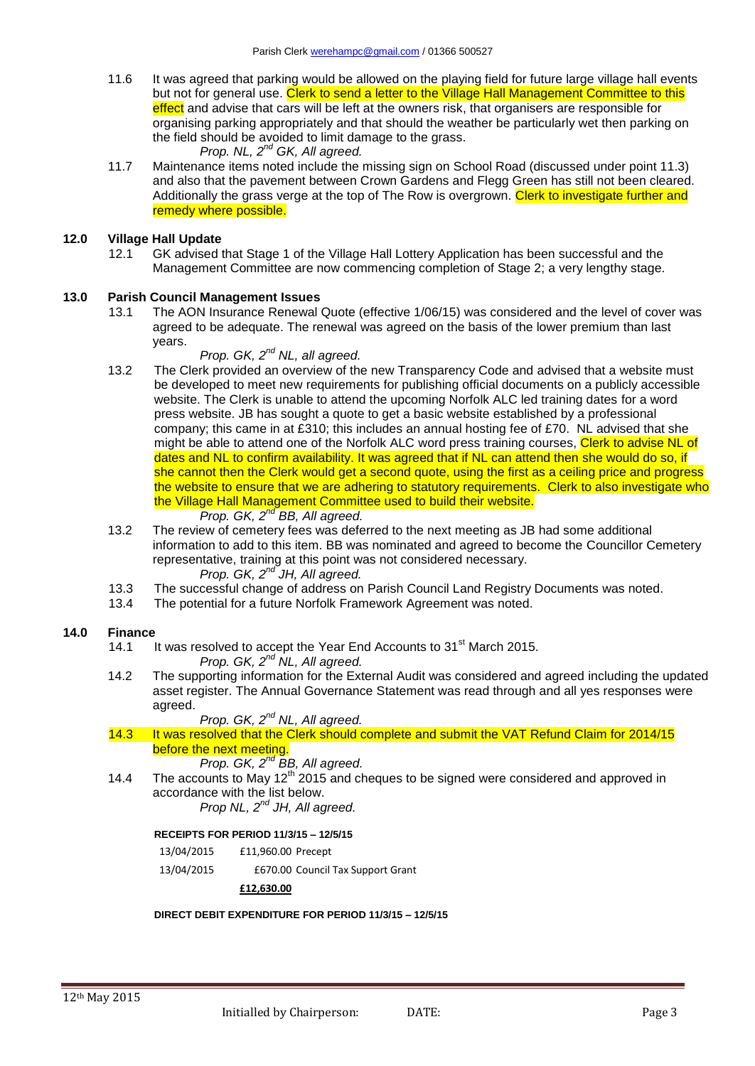11.6 It was agreed that parking would be allowed on the playing field for future large village hall events but not for general use. Clerk to send a letter to the Village Hall Management Committee to this effect and advise that cars will be left at the owners risk, that organisers are responsible for organising parking appropriately and that should the weather be particularly wet then parking on the field should be avoided to limit damage to the grass.

*Prop. NL, 2nd GK, All agreed.*

11.7 Maintenance items noted include the missing sign on School Road (discussed under point 11.3) and also that the pavement between Crown Gardens and Flegg Green has still not been cleared. Additionally the grass verge at the top of The Row is overgrown. Clerk to investigate further and remedy where possible.

## 12.0 Village Hall Update

12.1 GK advised that Stage 1 of the Village Hall Lottery Application has been successful and the Management Committee are now commencing completion of Stage 2; a very lengthy stage.

## 13.0 Parish Council Management Issues

13.1 The AON Insurance Renewal Quote (effective 1/06/15) was considered and the level of cover was agreed to be adequate. The renewal was agreed on the basis of the lower premium than last years.

*Prop. GK, 2nd NL, all agreed.*

13.2 The Clerk provided an overview of the new Transparency Code and advised that a website must be developed to meet new requirements for publishing official documents on a publicly accessible website. The Clerk is unable to attend the upcoming Norfolk ALC led training dates for a word press website. JB has sought a quote to get a basic website established by a professional company; this came in at £310; this includes an annual hosting fee of £70. NL advised that she might be able to attend one of the Norfolk ALC word press training courses, Clerk to advise NL of dates and NL to confirm availability. It was agreed that if NL can attend then she would do so, if she cannot then the Clerk would get a second quote, using the first as a ceiling price and progress the website to ensure that we are adhering to statutory requirements. Clerk to also investigate who the Village Hall Management Committee used to build their website.

*Prop. GK, 2nd BB, All agreed.*

13.2 The review of cemetery fees was deferred to the next meeting as JB had some additional information to add to this item. BB was nominated and agreed to become the Councillor Cemetery representative, training at this point was not considered necessary.

*Prop. GK, 2nd JH, All agreed.*

13.3 The successful change of address on Parish Council Land Registry Documents was noted.

13.4 The potential for a future Norfolk Framework Agreement was noted.

## 14.0 Finance

14.1 It was resolved to accept the Year End Accounts to 31st March 2015.

*Prop. GK, 2nd NL, All agreed.*

14.2 The supporting information for the External Audit was considered and agreed including the updated asset register. The Annual Governance Statement was read through and all yes responses were agreed.

*Prop. GK, 2nd NL, All agreed.*

14.3 It was resolved that the Clerk should complete and submit the VAT Refund Claim for 2014/15 before the next meeting.

*Prop. GK, 2nd BB, All agreed.*

14.4 The accounts to May 12th 2015 and cheques to be signed were considered and approved in accordance with the list below.

*Prop NL, 2nd JH, All agreed.*

**RECEIPTS FOR PERIOD 11/3/15 – 12/5/15**

| | | |
|---|---|---|
| 13/04/2015 | £11,960.00 | Precept |
| 13/04/2015 | £670.00 | Council Tax Support Grant |
| | **£12,630.00** | |

**DIRECT DEBIT EXPENDITURE FOR PERIOD 11/3/15 – 12/5/15**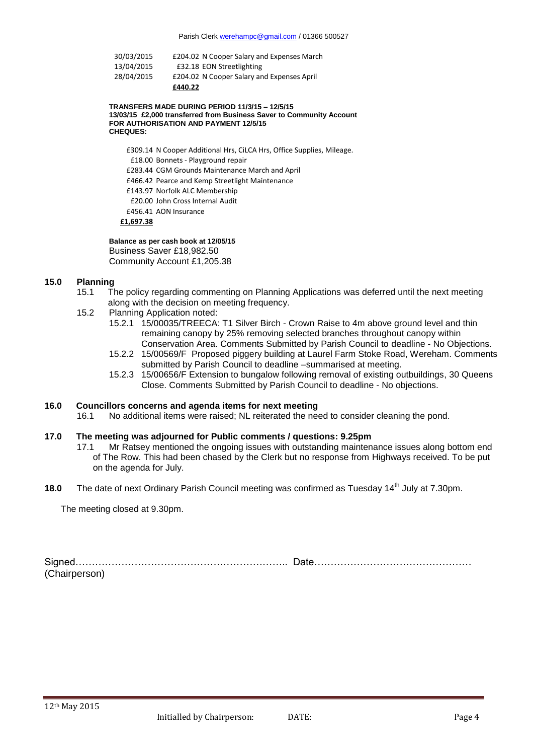Parish Clerk werehampc@gmail.com / 01366 500527

| | | |
|---|---|---|
| 30/03/2015 | £204.02 | N Cooper Salary and Expenses March |
| 13/04/2015 | £32.18 | EON Streetlighting |
| 28/04/2015 | £204.02 | N Cooper Salary and Expenses April |
| | **£440.22** | |

**TRANSFERS MADE DURING PERIOD 11/3/15 – 12/5/15**
**13/03/15 £2,000 transferred from Business Saver to Community Account**
**FOR AUTHORISATION AND PAYMENT 12/5/15**
**CHEQUES:**

| | |
|---|---|
| £309.14 | N Cooper Additional Hrs, CiLCA Hrs, Office Supplies, Mileage. |
| £18.00 | Bonnets - Playground repair |
| £283.44 | CGM Grounds Maintenance March and April |
| £466.42 | Pearce and Kemp Streetlight Maintenance |
| £143.97 | Norfolk ALC Membership |
| £20.00 | John Cross Internal Audit |
| £456.41 | AON Insurance |
| **£1,697.38** | |

**Balance as per cash book at 12/05/15**
Business Saver £18,982.50
Community Account £1,205.38

## 15.0 Planning

15.1 The policy regarding commenting on Planning Applications was deferred until the next meeting along with the decision on meeting frequency.

15.2 Planning Application noted:

15.2.1 15/00035/TREECA: T1 Silver Birch - Crown Raise to 4m above ground level and thin remaining canopy by 25% removing selected branches throughout canopy within Conservation Area. Comments Submitted by Parish Council to deadline - No Objections.

15.2.2 15/00569/F Proposed piggery building at Laurel Farm Stoke Road, Wereham. Comments submitted by Parish Council to deadline –summarised at meeting.

15.2.3 15/00656/F Extension to bungalow following removal of existing outbuildings, 30 Queens Close. Comments Submitted by Parish Council to deadline - No objections.

## 16.0 Councillors concerns and agenda items for next meeting

16.1 No additional items were raised; NL reiterated the need to consider cleaning the pond.

## 17.0 The meeting was adjourned for Public comments / questions: 9.25pm

17.1 Mr Ratsey mentioned the ongoing issues with outstanding maintenance issues along bottom end of The Row. This had been chased by the Clerk but no response from Highways received. To be put on the agenda for July.

**18.0** The date of next Ordinary Parish Council meeting was confirmed as Tuesday 14th July at 7.30pm.

The meeting closed at 9.30pm.

Signed……………………………………………………….. Date………………………………………
(Chairperson)